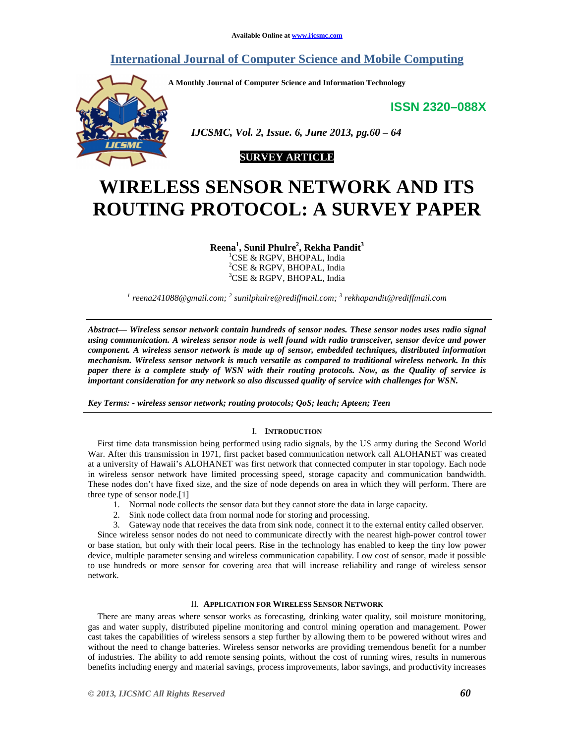Available Online at www.ijcsmc.com

# International Journal of Computer Science and Mobile Computing

A Monthly Journal of Computer Science and Information Technology

**ISSN 2320–088X**

*IJCSMC, Vol. 2, Issue. 6, June 2013, pg.60 – 64*

**SURVEY ARTICLE**

# WIRELESS SENSOR NETWORK AND ITS ROUTING PROTOCOL: A SURVEY PAPER

**Reena[1], Sunil Phulre[2], Rekha Pandit[3]**

[1]CSE & RGPV, BHOPAL, India
[2]CSE & RGPV, BHOPAL, India
[3]CSE & RGPV, BHOPAL, India

*[1] reena241088@gmail.com; [2] sunilphulre@rediffmail.com; [3] rekhapandit@rediffmail.com*

***Abstract— Wireless sensor network contain hundreds of sensor nodes. These sensor nodes uses radio signal using communication. A wireless sensor node is well found with radio transceiver, sensor device and power component. A wireless sensor network is made up of sensor, embedded techniques, distributed information mechanism. Wireless sensor network is much versatile as compared to traditional wireless network. In this paper there is a complete study of WSN with their routing protocols. Now, as the Quality of service is important consideration for any network so also discussed quality of service with challenges for WSN.***

***Key Terms: - wireless sensor network; routing protocols; QoS; leach; Apteen; Teen***

## I. Introduction

First time data transmission being performed using radio signals, by the US army during the Second World War. After this transmission in 1971, first packet based communication network call ALOHANET was created at a university of Hawaii's ALOHANET was first network that connected computer in star topology. Each node in wireless sensor network have limited processing speed, storage capacity and communication bandwidth. These nodes don't have fixed size, and the size of node depends on area in which they will perform. There are three type of sensor node.[1]

1. Normal node collects the sensor data but they cannot store the data in large capacity.
2. Sink node collect data from normal node for storing and processing.
3. Gateway node that receives the data from sink node, connect it to the external entity called observer.

Since wireless sensor nodes do not need to communicate directly with the nearest high-power control tower or base station, but only with their local peers. Rise in the technology has enabled to keep the tiny low power device, multiple parameter sensing and wireless communication capability. Low cost of sensor, made it possible to use hundreds or more sensor for covering area that will increase reliability and range of wireless sensor network.

## II. Application for Wireless Sensor Network

There are many areas where sensor works as forecasting, drinking water quality, soil moisture monitoring, gas and water supply, distributed pipeline monitoring and control mining operation and management. Power cast takes the capabilities of wireless sensors a step further by allowing them to be powered without wires and without the need to change batteries. Wireless sensor networks are providing tremendous benefit for a number of industries. The ability to add remote sensing points, without the cost of running wires, results in numerous benefits including energy and material savings, process improvements, labor savings, and productivity increases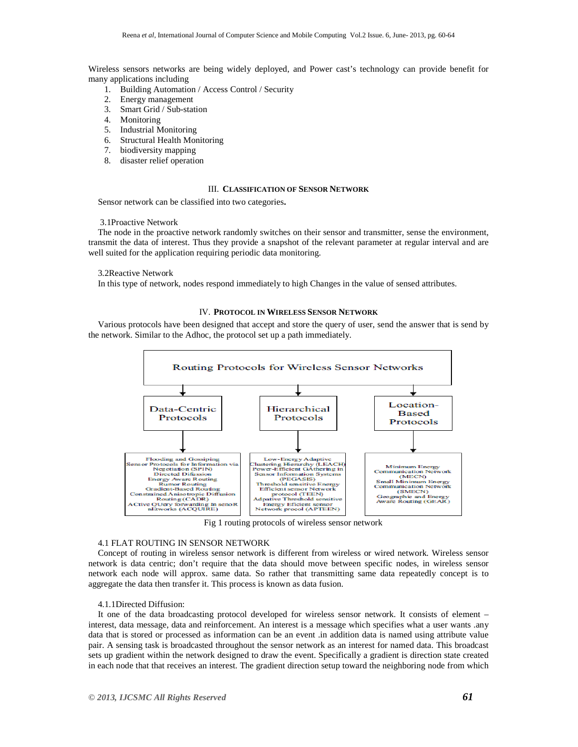Wireless sensors networks are being widely deployed, and Power cast's technology can provide benefit for many applications including

1. Building Automation / Access Control / Security
2. Energy management
3. Smart Grid / Sub-station
4. Monitoring
5. Industrial Monitoring
6. Structural Health Monitoring
7. biodiversity mapping
8. disaster relief operation

## III. CLASSIFICATION OF SENSOR NETWORK

Sensor network can be classified into two categories**.**

### 3.1Proactive Network

The node in the proactive network randomly switches on their sensor and transmitter, sense the environment, transmit the data of interest. Thus they provide a snapshot of the relevant parameter at regular interval and are well suited for the application requiring periodic data monitoring.

### 3.2Reactive Network

In this type of network, nodes respond immediately to high Changes in the value of sensed attributes.

## IV. PROTOCOL IN WIRELESS SENSOR NETWORK

Various protocols have been designed that accept and store the query of user, send the answer that is send by the network. Similar to the Adhoc, the protocol set up a path immediately.

Routing Protocols for Wireless Sensor Networks

| Data-Centric Protocols | Hierarchical Protocols | Location-Based Protocols |
|---|---|---|
| Flooding and Gossiping<br>Sensor Protocols for Information via Negotiation (SPIN)<br>Directed Diffusion<br>Energy Aware Routing<br>Rumor Routing<br>Gradient-Based Routing<br>Constrained Anisotropic Diffusion Routing (CADR)<br>ACtive QUery forwarding In senoR nEtworks (ACQUIRE) | Low-Energy Adaptive Clustering Hierarchy (LEACH)<br>Power-Efficient GAthering in Sensor Information Systems (PEGASIS)<br>Threshold sensitive Energy Efficient sensor Network protocol (TEEN)<br>Adpative Threshold sensitive Energy Efficient sensor Network proocol (APTEEN) | Minimum Energy Communication Network (MECN)<br>Small Minimum Energy Communication Network (SMECN)<br>Geographic and Energy Aware Routing (GEAR) |

Fig 1 routing protocols of wireless sensor network

### 4.1 FLAT ROUTING IN SENSOR NETWORK

Concept of routing in wireless sensor network is different from wireless or wired network. Wireless sensor network is data centric; don't require that the data should move between specific nodes, in wireless sensor network each node will approx. same data. So rather that transmitting same data repeatedly concept is to aggregate the data then transfer it. This process is known as data fusion.

#### 4.1.1Directed Diffusion:

It one of the data broadcasting protocol developed for wireless sensor network. It consists of element – interest, data message, data and reinforcement. An interest is a message which specifies what a user wants .any data that is stored or processed as information can be an event .in addition data is named using attribute value pair. A sensing task is broadcasted throughout the sensor network as an interest for named data. This broadcast sets up gradient within the network designed to draw the event. Specifically a gradient is direction state created in each node that that receives an interest. The gradient direction setup toward the neighboring node from which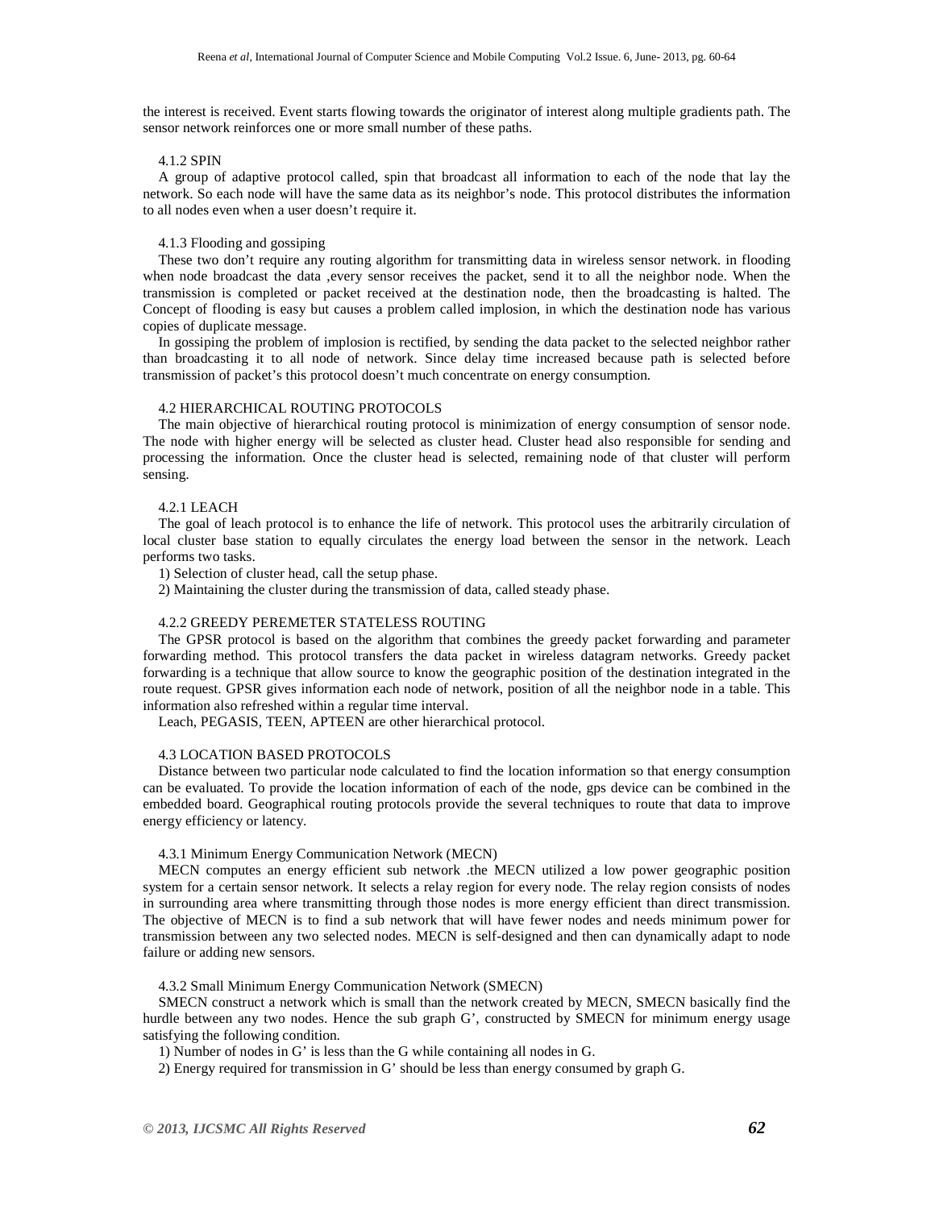the interest is received. Event starts flowing towards the originator of interest along multiple gradients path. The sensor network reinforces one or more small number of these paths.

#### 4.1.2 SPIN

A group of adaptive protocol called, spin that broadcast all information to each of the node that lay the network. So each node will have the same data as its neighbor's node. This protocol distributes the information to all nodes even when a user doesn't require it.

#### 4.1.3 Flooding and gossiping

These two don't require any routing algorithm for transmitting data in wireless sensor network. in flooding when node broadcast the data ,every sensor receives the packet, send it to all the neighbor node. When the transmission is completed or packet received at the destination node, then the broadcasting is halted. The Concept of flooding is easy but causes a problem called implosion, in which the destination node has various copies of duplicate message.

In gossiping the problem of implosion is rectified, by sending the data packet to the selected neighbor rather than broadcasting it to all node of network. Since delay time increased because path is selected before transmission of packet's this protocol doesn't much concentrate on energy consumption.

### 4.2 HIERARCHICAL ROUTING PROTOCOLS

The main objective of hierarchical routing protocol is minimization of energy consumption of sensor node. The node with higher energy will be selected as cluster head. Cluster head also responsible for sending and processing the information. Once the cluster head is selected, remaining node of that cluster will perform sensing.

#### 4.2.1 LEACH

The goal of leach protocol is to enhance the life of network. This protocol uses the arbitrarily circulation of local cluster base station to equally circulates the energy load between the sensor in the network. Leach performs two tasks.

1) Selection of cluster head, call the setup phase.

2) Maintaining the cluster during the transmission of data, called steady phase.

#### 4.2.2 GREEDY PEREMETER STATELESS ROUTING

The GPSR protocol is based on the algorithm that combines the greedy packet forwarding and parameter forwarding method. This protocol transfers the data packet in wireless datagram networks. Greedy packet forwarding is a technique that allow source to know the geographic position of the destination integrated in the route request. GPSR gives information each node of network, position of all the neighbor node in a table. This information also refreshed within a regular time interval.

Leach, PEGASIS, TEEN, APTEEN are other hierarchical protocol.

### 4.3 LOCATION BASED PROTOCOLS

Distance between two particular node calculated to find the location information so that energy consumption can be evaluated. To provide the location information of each of the node, gps device can be combined in the embedded board. Geographical routing protocols provide the several techniques to route that data to improve energy efficiency or latency.

#### 4.3.1 Minimum Energy Communication Network (MECN)

MECN computes an energy efficient sub network .the MECN utilized a low power geographic position system for a certain sensor network. It selects a relay region for every node. The relay region consists of nodes in surrounding area where transmitting through those nodes is more energy efficient than direct transmission. The objective of MECN is to find a sub network that will have fewer nodes and needs minimum power for transmission between any two selected nodes. MECN is self-designed and then can dynamically adapt to node failure or adding new sensors.

#### 4.3.2 Small Minimum Energy Communication Network (SMECN)

SMECN construct a network which is small than the network created by MECN, SMECN basically find the hurdle between any two nodes. Hence the sub graph G', constructed by SMECN for minimum energy usage satisfying the following condition.

1) Number of nodes in G' is less than the G while containing all nodes in G.

2) Energy required for transmission in G' should be less than energy consumed by graph G.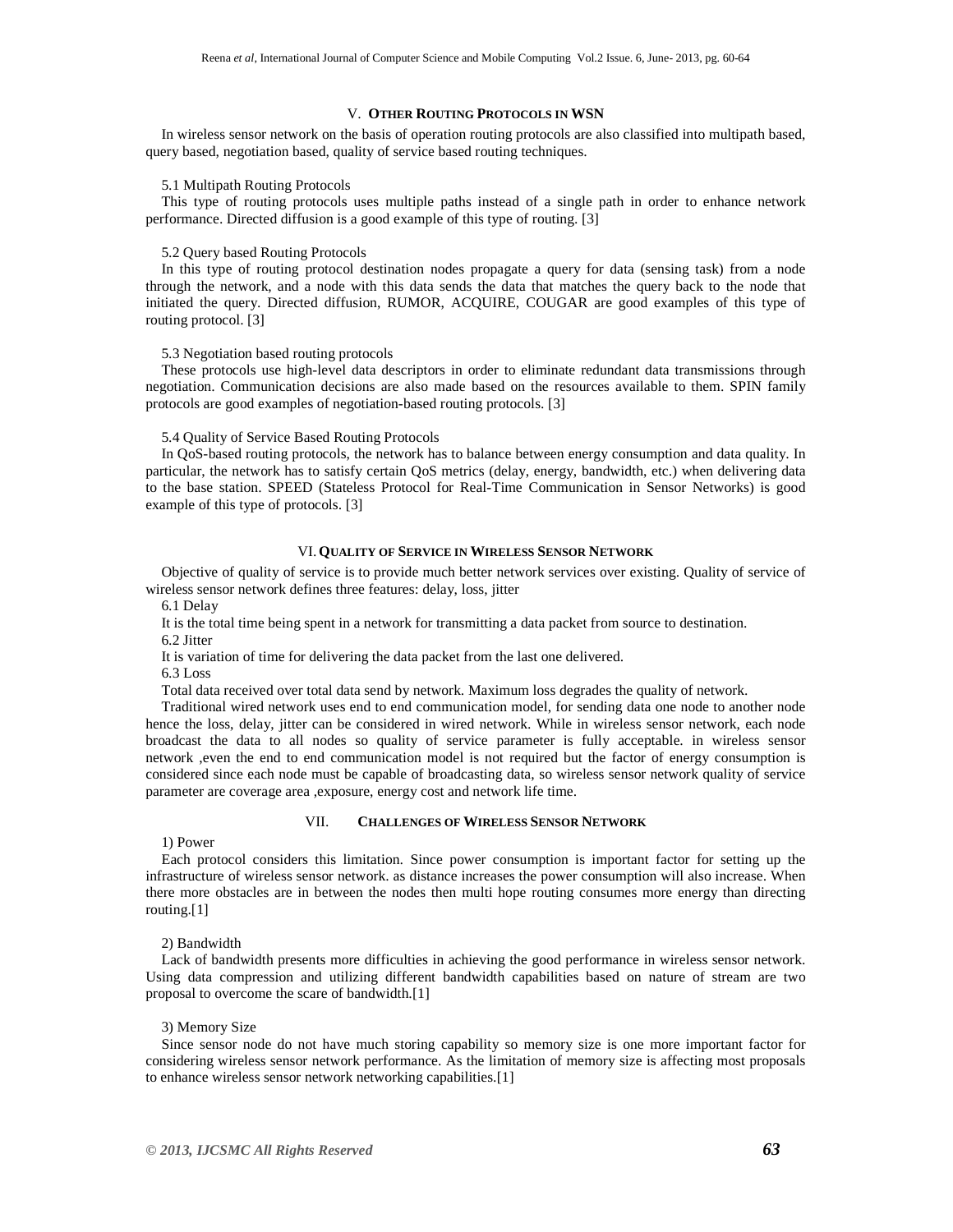## V. OTHER ROUTING PROTOCOLS IN WSN

In wireless sensor network on the basis of operation routing protocols are also classified into multipath based, query based, negotiation based, quality of service based routing techniques.

### 5.1 Multipath Routing Protocols

This type of routing protocols uses multiple paths instead of a single path in order to enhance network performance. Directed diffusion is a good example of this type of routing. [3]

### 5.2 Query based Routing Protocols

In this type of routing protocol destination nodes propagate a query for data (sensing task) from a node through the network, and a node with this data sends the data that matches the query back to the node that initiated the query. Directed diffusion, RUMOR, ACQUIRE, COUGAR are good examples of this type of routing protocol. [3]

### 5.3 Negotiation based routing protocols

These protocols use high-level data descriptors in order to eliminate redundant data transmissions through negotiation. Communication decisions are also made based on the resources available to them. SPIN family protocols are good examples of negotiation-based routing protocols. [3]

### 5.4 Quality of Service Based Routing Protocols

In QoS-based routing protocols, the network has to balance between energy consumption and data quality. In particular, the network has to satisfy certain QoS metrics (delay, energy, bandwidth, etc.) when delivering data to the base station. SPEED (Stateless Protocol for Real-Time Communication in Sensor Networks) is good example of this type of protocols. [3]

## VI. QUALITY OF SERVICE IN WIRELESS SENSOR NETWORK

Objective of quality of service is to provide much better network services over existing. Quality of service of wireless sensor network defines three features: delay, loss, jitter

### 6.1 Delay

It is the total time being spent in a network for transmitting a data packet from source to destination.

### 6.2 Jitter

It is variation of time for delivering the data packet from the last one delivered.

### 6.3 Loss

Total data received over total data send by network. Maximum loss degrades the quality of network.

Traditional wired network uses end to end communication model, for sending data one node to another node hence the loss, delay, jitter can be considered in wired network. While in wireless sensor network, each node broadcast the data to all nodes so quality of service parameter is fully acceptable. in wireless sensor network ,even the end to end communication model is not required but the factor of energy consumption is considered since each node must be capable of broadcasting data, so wireless sensor network quality of service parameter are coverage area ,exposure, energy cost and network life time.

## VII. CHALLENGES OF WIRELESS SENSOR NETWORK

### 1) Power

Each protocol considers this limitation. Since power consumption is important factor for setting up the infrastructure of wireless sensor network. as distance increases the power consumption will also increase. When there more obstacles are in between the nodes then multi hope routing consumes more energy than directing routing.[1]

### 2) Bandwidth

Lack of bandwidth presents more difficulties in achieving the good performance in wireless sensor network. Using data compression and utilizing different bandwidth capabilities based on nature of stream are two proposal to overcome the scare of bandwidth.[1]

### 3) Memory Size

Since sensor node do not have much storing capability so memory size is one more important factor for considering wireless sensor network performance. As the limitation of memory size is affecting most proposals to enhance wireless sensor network networking capabilities.[1]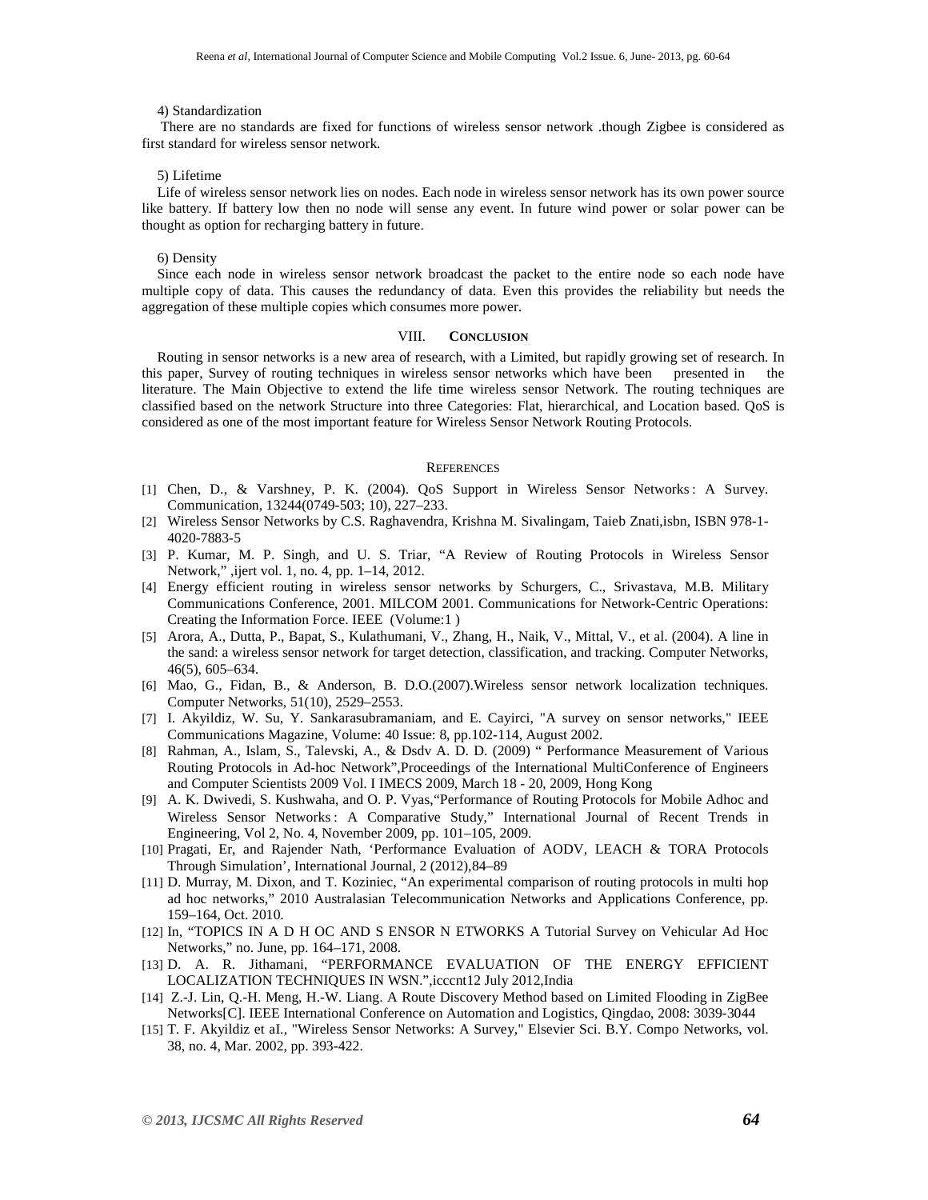4) Standardization

There are no standards are fixed for functions of wireless sensor network .though Zigbee is considered as first standard for wireless sensor network.

5) Lifetime

Life of wireless sensor network lies on nodes. Each node in wireless sensor network has its own power source like battery. If battery low then no node will sense any event. In future wind power or solar power can be thought as option for recharging battery in future.

6) Density

Since each node in wireless sensor network broadcast the packet to the entire node so each node have multiple copy of data. This causes the redundancy of data. Even this provides the reliability but needs the aggregation of these multiple copies which consumes more power.

## VIII. Conclusion

Routing in sensor networks is a new area of research, with a Limited, but rapidly growing set of research. In this paper, Survey of routing techniques in wireless sensor networks which have been presented in the literature. The Main Objective to extend the life time wireless sensor Network. The routing techniques are classified based on the network Structure into three Categories: Flat, hierarchical, and Location based. QoS is considered as one of the most important feature for Wireless Sensor Network Routing Protocols.

## References

[1] Chen, D., & Varshney, P. K. (2004). QoS Support in Wireless Sensor Networks : A Survey. Communication, 13244(0749-503; 10), 227–233.

[2] Wireless Sensor Networks by C.S. Raghavendra, Krishna M. Sivalingam, Taieb Znati,isbn, ISBN 978-1-4020-7883-5

[3] P. Kumar, M. P. Singh, and U. S. Triar, "A Review of Routing Protocols in Wireless Sensor Network," ,ijert vol. 1, no. 4, pp. 1–14, 2012.

[4] Energy efficient routing in wireless sensor networks by Schurgers, C., Srivastava, M.B. Military Communications Conference, 2001. MILCOM 2001. Communications for Network-Centric Operations: Creating the Information Force. IEEE (Volume:1 )

[5] Arora, A., Dutta, P., Bapat, S., Kulathumani, V., Zhang, H., Naik, V., Mittal, V., et al. (2004). A line in the sand: a wireless sensor network for target detection, classification, and tracking. Computer Networks, 46(5), 605–634.

[6] Mao, G., Fidan, B., & Anderson, B. D.O.(2007).Wireless sensor network localization techniques. Computer Networks, 51(10), 2529–2553.

[7] I. Akyildiz, W. Su, Y. Sankarasubramaniam, and E. Cayirci, "A survey on sensor networks," IEEE Communications Magazine, Volume: 40 Issue: 8, pp.102-114, August 2002.

[8] Rahman, A., Islam, S., Talevski, A., & Dsdv A. D. D. (2009) " Performance Measurement of Various Routing Protocols in Ad-hoc Network",Proceedings of the International MultiConference of Engineers and Computer Scientists 2009 Vol. I IMECS 2009, March 18 - 20, 2009, Hong Kong

[9] A. K. Dwivedi, S. Kushwaha, and O. P. Vyas,"Performance of Routing Protocols for Mobile Adhoc and Wireless Sensor Networks : A Comparative Study," International Journal of Recent Trends in Engineering, Vol 2, No. 4, November 2009, pp. 101–105, 2009.

[10] Pragati, Er, and Rajender Nath, 'Performance Evaluation of AODV, LEACH & TORA Protocols Through Simulation', International Journal, 2 (2012),84–89

[11] D. Murray, M. Dixon, and T. Koziniec, "An experimental comparison of routing protocols in multi hop ad hoc networks," 2010 Australasian Telecommunication Networks and Applications Conference, pp. 159–164, Oct. 2010.

[12] In, "TOPICS IN A D H OC AND S ENSOR N ETWORKS A Tutorial Survey on Vehicular Ad Hoc Networks," no. June, pp. 164–171, 2008.

[13] D. A. R. Jithamani, "PERFORMANCE EVALUATION OF THE ENERGY EFFICIENT LOCALIZATION TECHNIQUES IN WSN.",icccnt12 July 2012,India

[14] Z.-J. Lin, Q.-H. Meng, H.-W. Liang. A Route Discovery Method based on Limited Flooding in ZigBee Networks[C]. IEEE International Conference on Automation and Logistics, Qingdao, 2008: 3039-3044

[15] T. F. Akyildiz et aI., "Wireless Sensor Networks: A Survey," Elsevier Sci. B.Y. Compo Networks, vol. 38, no. 4, Mar. 2002, pp. 393-422.